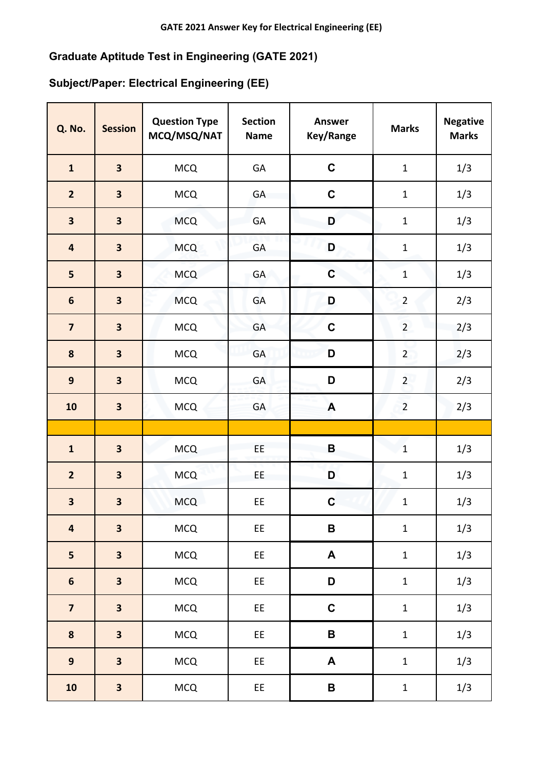GATE 2021 Answer Key for Electrical Engineering (EE)

## Graduate Aptitude Test in Engineering (GATE 2021)

## Subject/Paper: Electrical Engineering (EE)

| Q. No. | Session | Question Type MCQ/MSQ/NAT | Section Name | Answer Key/Range | Marks | Negative Marks |
|---|---|---|---|---|---|---|
| 1 | 3 | MCQ | GA | C | 1 | 1/3 |
| 2 | 3 | MCQ | GA | C | 1 | 1/3 |
| 3 | 3 | MCQ | GA | D | 1 | 1/3 |
| 4 | 3 | MCQ | GA | D | 1 | 1/3 |
| 5 | 3 | MCQ | GA | C | 1 | 1/3 |
| 6 | 3 | MCQ | GA | D | 2 | 2/3 |
| 7 | 3 | MCQ | GA | C | 2 | 2/3 |
| 8 | 3 | MCQ | GA | D | 2 | 2/3 |
| 9 | 3 | MCQ | GA | D | 2 | 2/3 |
| 10 | 3 | MCQ | GA | A | 2 | 2/3 |
| | | | | | | |
| 1 | 3 | MCQ | EE | B | 1 | 1/3 |
| 2 | 3 | MCQ | EE | D | 1 | 1/3 |
| 3 | 3 | MCQ | EE | C | 1 | 1/3 |
| 4 | 3 | MCQ | EE | B | 1 | 1/3 |
| 5 | 3 | MCQ | EE | A | 1 | 1/3 |
| 6 | 3 | MCQ | EE | D | 1 | 1/3 |
| 7 | 3 | MCQ | EE | C | 1 | 1/3 |
| 8 | 3 | MCQ | EE | B | 1 | 1/3 |
| 9 | 3 | MCQ | EE | A | 1 | 1/3 |
| 10 | 3 | MCQ | EE | B | 1 | 1/3 |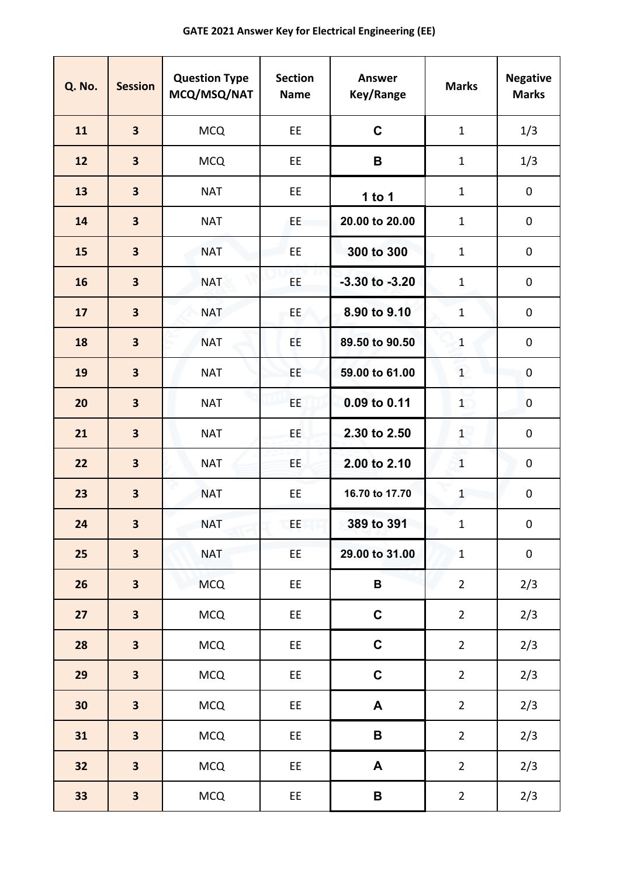**GATE 2021 Answer Key for Electrical Engineering (EE)**

| Q. No. | Session | Question Type MCQ/MSQ/NAT | Section Name | Answer Key/Range | Marks | Negative Marks |
|---|---|---|---|---|---|---|
| 11 | 3 | MCQ | EE | C | 1 | 1/3 |
| 12 | 3 | MCQ | EE | B | 1 | 1/3 |
| 13 | 3 | NAT | EE | 1 to 1 | 1 | 0 |
| 14 | 3 | NAT | EE | 20.00 to 20.00 | 1 | 0 |
| 15 | 3 | NAT | EE | 300 to 300 | 1 | 0 |
| 16 | 3 | NAT | EE | -3.30 to -3.20 | 1 | 0 |
| 17 | 3 | NAT | EE | 8.90 to 9.10 | 1 | 0 |
| 18 | 3 | NAT | EE | 89.50 to 90.50 | 1 | 0 |
| 19 | 3 | NAT | EE | 59.00 to 61.00 | 1 | 0 |
| 20 | 3 | NAT | EE | 0.09 to 0.11 | 1 | 0 |
| 21 | 3 | NAT | EE | 2.30 to 2.50 | 1 | 0 |
| 22 | 3 | NAT | EE | 2.00 to 2.10 | 1 | 0 |
| 23 | 3 | NAT | EE | 16.70 to 17.70 | 1 | 0 |
| 24 | 3 | NAT | EE | 389 to 391 | 1 | 0 |
| 25 | 3 | NAT | EE | 29.00 to 31.00 | 1 | 0 |
| 26 | 3 | MCQ | EE | B | 2 | 2/3 |
| 27 | 3 | MCQ | EE | C | 2 | 2/3 |
| 28 | 3 | MCQ | EE | C | 2 | 2/3 |
| 29 | 3 | MCQ | EE | C | 2 | 2/3 |
| 30 | 3 | MCQ | EE | A | 2 | 2/3 |
| 31 | 3 | MCQ | EE | B | 2 | 2/3 |
| 32 | 3 | MCQ | EE | A | 2 | 2/3 |
| 33 | 3 | MCQ | EE | B | 2 | 2/3 |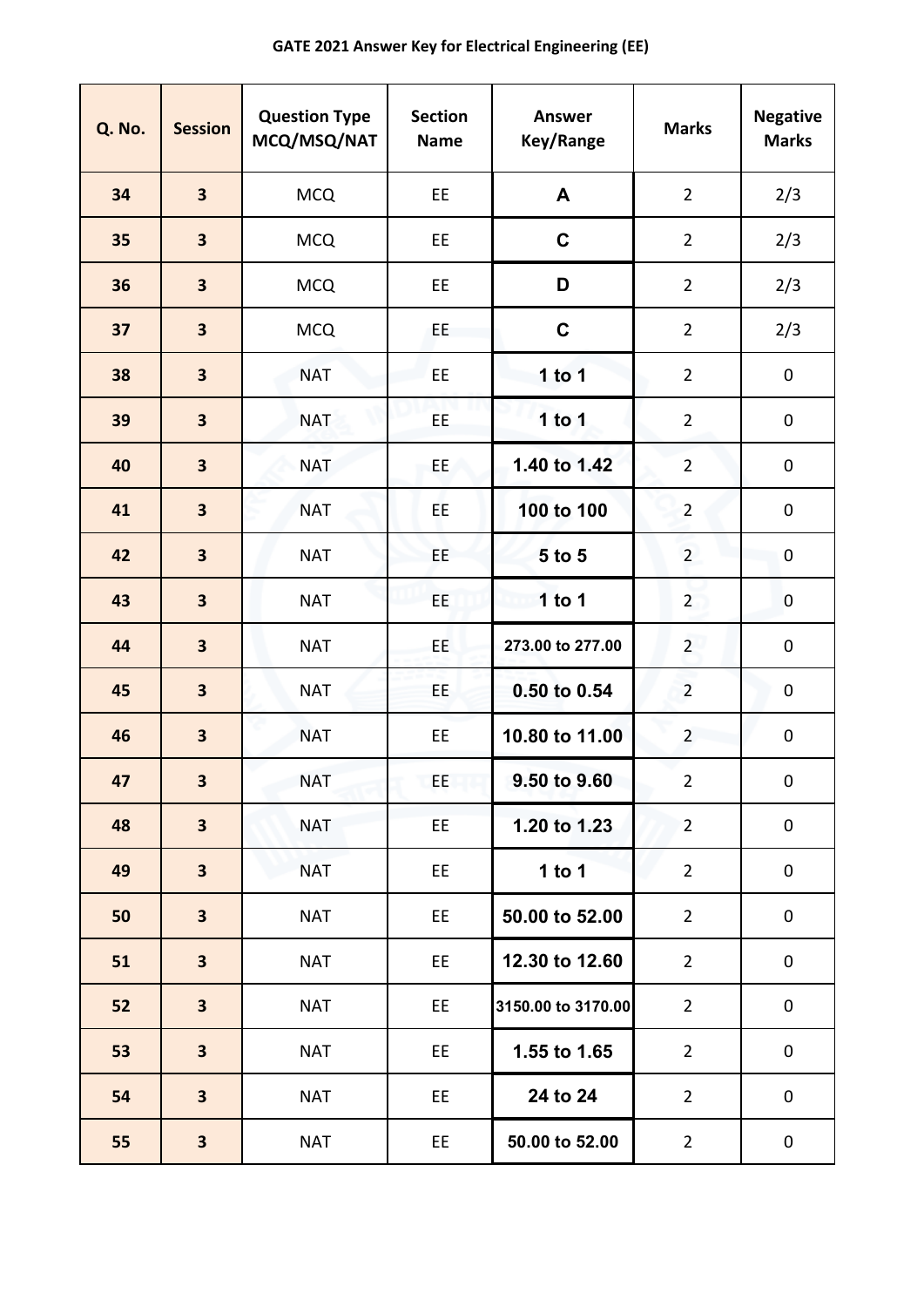**GATE 2021 Answer Key for Electrical Engineering (EE)**

| Q. No. | Session | Question Type MCQ/MSQ/NAT | Section Name | Answer Key/Range | Marks | Negative Marks |
|---|---|---|---|---|---|---|
| 34 | 3 | MCQ | EE | A | 2 | 2/3 |
| 35 | 3 | MCQ | EE | C | 2 | 2/3 |
| 36 | 3 | MCQ | EE | D | 2 | 2/3 |
| 37 | 3 | MCQ | EE | C | 2 | 2/3 |
| 38 | 3 | NAT | EE | 1 to 1 | 2 | 0 |
| 39 | 3 | NAT | EE | 1 to 1 | 2 | 0 |
| 40 | 3 | NAT | EE | 1.40 to 1.42 | 2 | 0 |
| 41 | 3 | NAT | EE | 100 to 100 | 2 | 0 |
| 42 | 3 | NAT | EE | 5 to 5 | 2 | 0 |
| 43 | 3 | NAT | EE | 1 to 1 | 2 | 0 |
| 44 | 3 | NAT | EE | 273.00 to 277.00 | 2 | 0 |
| 45 | 3 | NAT | EE | 0.50 to 0.54 | 2 | 0 |
| 46 | 3 | NAT | EE | 10.80 to 11.00 | 2 | 0 |
| 47 | 3 | NAT | EE | 9.50 to 9.60 | 2 | 0 |
| 48 | 3 | NAT | EE | 1.20 to 1.23 | 2 | 0 |
| 49 | 3 | NAT | EE | 1 to 1 | 2 | 0 |
| 50 | 3 | NAT | EE | 50.00 to 52.00 | 2 | 0 |
| 51 | 3 | NAT | EE | 12.30 to 12.60 | 2 | 0 |
| 52 | 3 | NAT | EE | 3150.00 to 3170.00 | 2 | 0 |
| 53 | 3 | NAT | EE | 1.55 to 1.65 | 2 | 0 |
| 54 | 3 | NAT | EE | 24 to 24 | 2 | 0 |
| 55 | 3 | NAT | EE | 50.00 to 52.00 | 2 | 0 |